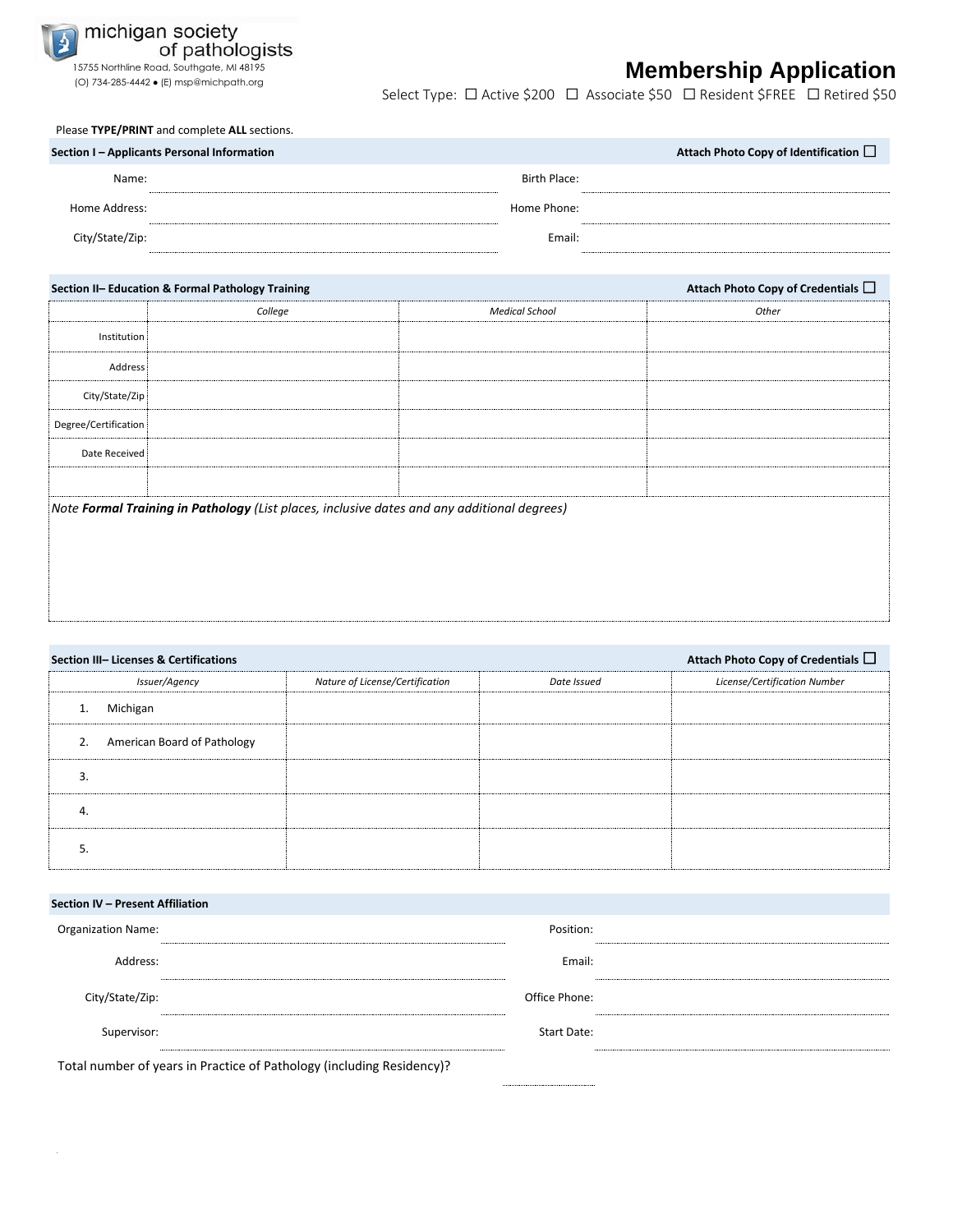michigan society of pathologists
15755 Northline Road, Southgate, MI 48195
(O) 734-285-4442 • (E) msp@michpath.org

# Membership Application

Select Type: ☐ Active $200 ☐ Associate $50 ☐ Resident $FREE ☐ Retired $50

Please **TYPE/PRINT** and complete **ALL** sections.

## Section I – Applicants Personal Information

Attach Photo Copy of Identification ☐

Name: ______________________ Birth Place: ______________________

Home Address: ______________________ Home Phone: ______________________

City/State/Zip: ______________________ Email: ______________________

## Section II– Education & Formal Pathology Training

Attach Photo Copy of Credentials ☐

| | *College* | *Medical School* | *Other* |
|---|---|---|---|
| Institution | | | |
| Address | | | |
| City/State/Zip | | | |
| Degree/Certification | | | |
| Date Received | | | |
| | | | |

*Note **Formal Training in Pathology** (List places, inclusive dates and any additional degrees)*

## Section III– Licenses & Certifications

Attach Photo Copy of Credentials ☐

| *Issuer/Agency* | *Nature of License/Certification* | *Date Issued* | *License/Certification Number* |
|---|---|---|---|
| 1. Michigan | | | |
| 2. American Board of Pathology | | | |
| 3. | | | |
| 4. | | | |
| 5. | | | |

## Section IV – Present Affiliation

Organization Name: ______________________ Position: ______________________

Address: ______________________ Email: ______________________

City/State/Zip: ______________________ Office Phone: ______________________

Supervisor: ______________________ Start Date: ______________________

Total number of years in Practice of Pathology (including Residency)? __________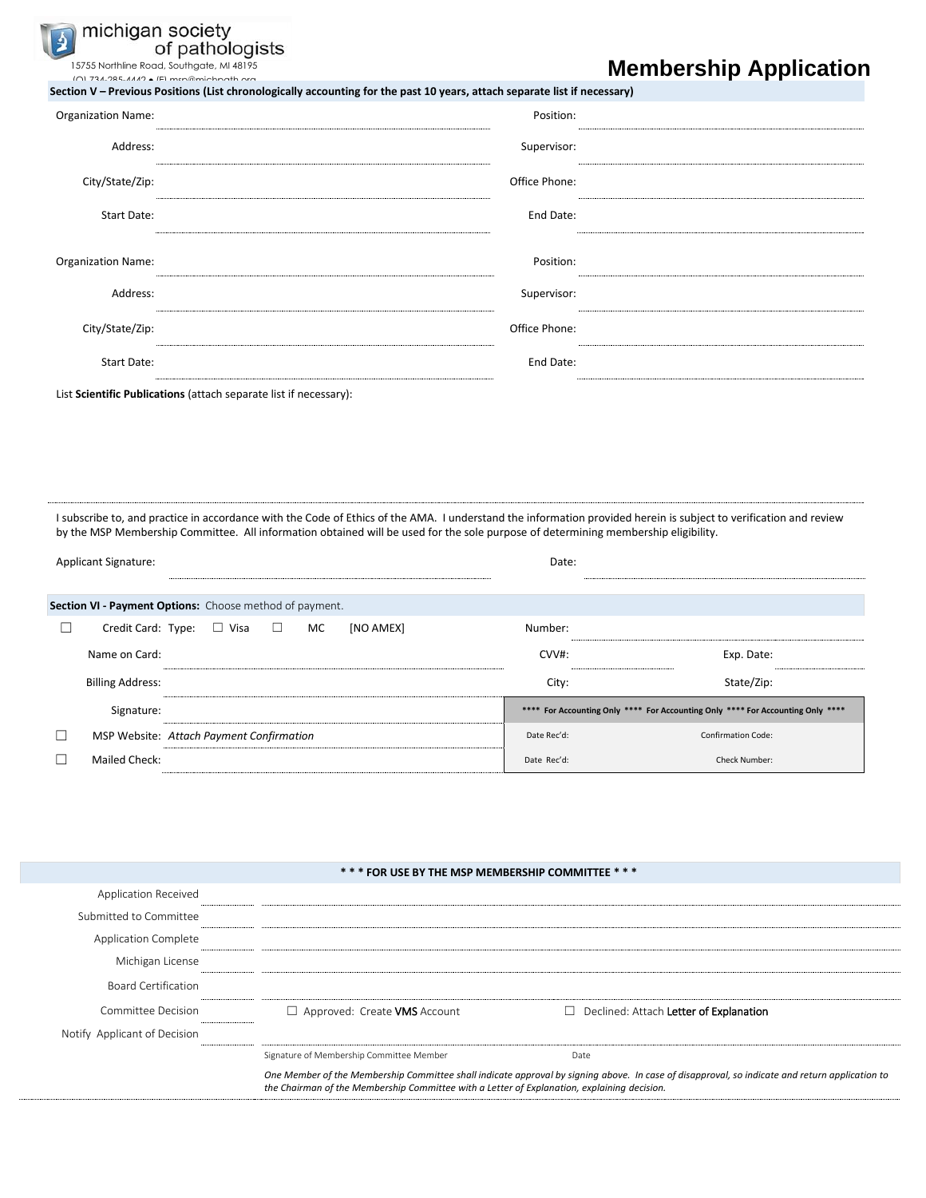michigan society of pathologists
15755 Northline Road, Southgate, MI 48195
(O) 734-285-4442 • (F) msp@michpath.org

# Membership Application

**Section V – Previous Positions (List chronologically accounting for the past 10 years, attach separate list if necessary)**

Organization Name: ____________________ Position: ____________________

Address: ____________________ Supervisor: ____________________

City/State/Zip: ____________________ Office Phone: ____________________

Start Date: ____________________ End Date: ____________________

Organization Name: ____________________ Position: ____________________

Address: ____________________ Supervisor: ____________________

City/State/Zip: ____________________ Office Phone: ____________________

Start Date: ____________________ End Date: ____________________

List **Scientific Publications** (attach separate list if necessary):

I subscribe to, and practice in accordance with the Code of Ethics of the AMA. I understand the information provided herein is subject to verification and review by the MSP Membership Committee. All information obtained will be used for the sole purpose of determining membership eligibility.

Applicant Signature: ____________________ Date: ____________________

**Section VI - Payment Options:** Choose method of payment.

☐ Credit Card: Type: ☐ Visa ☐ MC [NO AMEX] Number: ____________________

Name on Card: ____________________ CVV#: __________ Exp. Date: __________

Billing Address: ____________________ City: __________ State/Zip: __________

Signature: ____________________

☐ MSP Website: *Attach Payment Confirmation*

☐ Mailed Check: ____________________

| **** For Accounting Only **** For Accounting Only **** For Accounting Only **** | |
|---|---|
| Date Rec'd: | Confirmation Code: |
| Date Rec'd: | Check Number: |

**\* \* \* FOR USE BY THE MSP MEMBERSHIP COMMITTEE \* \* \***

| | | |
|---|---|---|
| Application Received | | |
| Submitted to Committee | | |
| Application Complete | | |
| Michigan License | | |
| Board Certification | | |
| Committee Decision | | ☐ Approved: Create **VMS** Account ☐ Declined: Attach **Letter of Explanation** |
| Notify Applicant of Decision | | |

Signature of Membership Committee Member Date

*One Member of the Membership Committee shall indicate approval by signing above. In case of disapproval, so indicate and return application to the Chairman of the Membership Committee with a Letter of Explanation, explaining decision.*